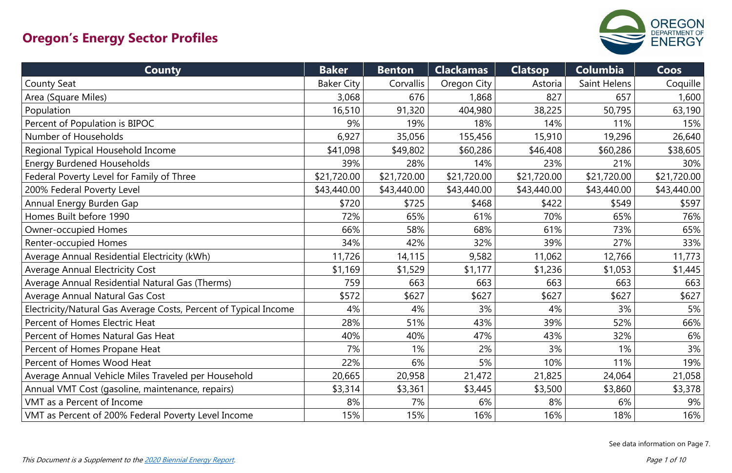# Oregon's Energy Sector Profiles

| County | Baker | Benton | Clackamas | Clatsop | Columbia | Coos |
|---|---|---|---|---|---|---|
| County Seat | Baker City | Corvallis | Oregon City | Astoria | Saint Helens | Coquille |
| Area (Square Miles) | 3,068 | 676 | 1,868 | 827 | 657 | 1,600 |
| Population | 16,510 | 91,320 | 404,980 | 38,225 | 50,795 | 63,190 |
| Percent of Population is BIPOC | 9% | 19% | 18% | 14% | 11% | 15% |
| Number of Households | 6,927 | 35,056 | 155,456 | 15,910 | 19,296 | 26,640 |
| Regional Typical Household Income | $41,098 | $49,802 | $60,286 | $46,408 | $60,286 | $38,605 |
| Energy Burdened Households | 39% | 28% | 14% | 23% | 21% | 30% |
| Federal Poverty Level for Family of Three | $21,720.00 | $21,720.00 | $21,720.00 | $21,720.00 | $21,720.00 | $21,720.00 |
| 200% Federal Poverty Level | $43,440.00 | $43,440.00 | $43,440.00 | $43,440.00 | $43,440.00 | $43,440.00 |
| Annual Energy Burden Gap | $720 | $725 | $468 | $422 | $549 | $597 |
| Homes Built before 1990 | 72% | 65% | 61% | 70% | 65% | 76% |
| Owner-occupied Homes | 66% | 58% | 68% | 61% | 73% | 65% |
| Renter-occupied Homes | 34% | 42% | 32% | 39% | 27% | 33% |
| Average Annual Residential Electricity (kWh) | 11,726 | 14,115 | 9,582 | 11,062 | 12,766 | 11,773 |
| Average Annual Electricity Cost | $1,169 | $1,529 | $1,177 | $1,236 | $1,053 | $1,445 |
| Average Annual Residential Natural Gas (Therms) | 759 | 663 | 663 | 663 | 663 | 663 |
| Average Annual Natural Gas Cost | $572 | $627 | $627 | $627 | $627 | $627 |
| Electricity/Natural Gas Average Costs, Percent of Typical Income | 4% | 4% | 3% | 4% | 3% | 5% |
| Percent of Homes Electric Heat | 28% | 51% | 43% | 39% | 52% | 66% |
| Percent of Homes Natural Gas Heat | 40% | 40% | 47% | 43% | 32% | 6% |
| Percent of Homes Propane Heat | 7% | 1% | 2% | 3% | 1% | 3% |
| Percent of Homes Wood Heat | 22% | 6% | 5% | 10% | 11% | 19% |
| Average Annual Vehicle Miles Traveled per Household | 20,665 | 20,958 | 21,472 | 21,825 | 24,064 | 21,058 |
| Annual VMT Cost (gasoline, maintenance, repairs) | $3,314 | $3,361 | $3,445 | $3,500 | $3,860 | $3,378 |
| VMT as a Percent of Income | 8% | 7% | 6% | 8% | 6% | 9% |
| VMT as Percent of 200% Federal Poverty Level Income | 15% | 15% | 16% | 16% | 18% | 16% |

See data information on Page 7.

*This Document is a Supplement to the 2020 Biennial Energy Report.*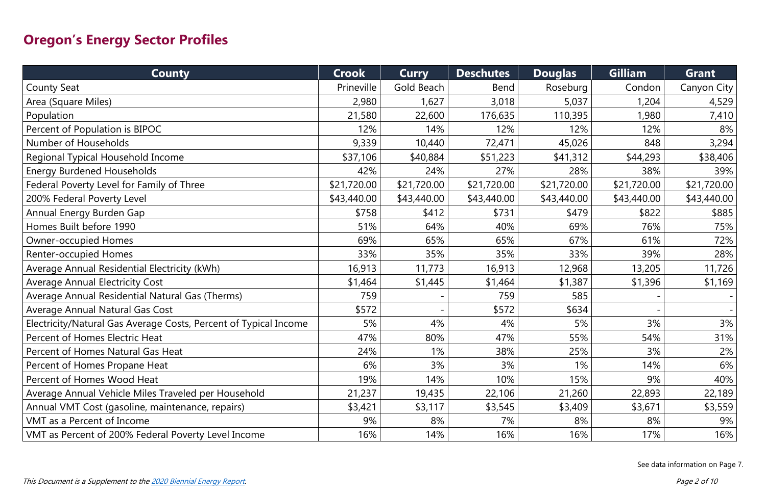## Oregon's Energy Sector Profiles

| County | Crook | Curry | Deschutes | Douglas | Gilliam | Grant |
|---|---|---|---|---|---|---|
| County Seat | Prineville | Gold Beach | Bend | Roseburg | Condon | Canyon City |
| Area (Square Miles) | 2,980 | 1,627 | 3,018 | 5,037 | 1,204 | 4,529 |
| Population | 21,580 | 22,600 | 176,635 | 110,395 | 1,980 | 7,410 |
| Percent of Population is BIPOC | 12% | 14% | 12% | 12% | 12% | 8% |
| Number of Households | 9,339 | 10,440 | 72,471 | 45,026 | 848 | 3,294 |
| Regional Typical Household Income | $37,106 | $40,884 | $51,223 | $41,312 | $44,293 | $38,406 |
| Energy Burdened Households | 42% | 24% | 27% | 28% | 38% | 39% |
| Federal Poverty Level for Family of Three | $21,720.00 | $21,720.00 | $21,720.00 | $21,720.00 | $21,720.00 | $21,720.00 |
| 200% Federal Poverty Level | $43,440.00 | $43,440.00 | $43,440.00 | $43,440.00 | $43,440.00 | $43,440.00 |
| Annual Energy Burden Gap | $758 | $412 | $731 | $479 | $822 | $885 |
| Homes Built before 1990 | 51% | 64% | 40% | 69% | 76% | 75% |
| Owner-occupied Homes | 69% | 65% | 65% | 67% | 61% | 72% |
| Renter-occupied Homes | 33% | 35% | 35% | 33% | 39% | 28% |
| Average Annual Residential Electricity (kWh) | 16,913 | 11,773 | 16,913 | 12,968 | 13,205 | 11,726 |
| Average Annual Electricity Cost | $1,464 | $1,445 | $1,464 | $1,387 | $1,396 | $1,169 |
| Average Annual Residential Natural Gas (Therms) | 759 | - | 759 | 585 | - | - |
| Average Annual Natural Gas Cost | $572 | - | $572 | $634 | - | - |
| Electricity/Natural Gas Average Costs, Percent of Typical Income | 5% | 4% | 4% | 5% | 3% | 3% |
| Percent of Homes Electric Heat | 47% | 80% | 47% | 55% | 54% | 31% |
| Percent of Homes Natural Gas Heat | 24% | 1% | 38% | 25% | 3% | 2% |
| Percent of Homes Propane Heat | 6% | 3% | 3% | 1% | 14% | 6% |
| Percent of Homes Wood Heat | 19% | 14% | 10% | 15% | 9% | 40% |
| Average Annual Vehicle Miles Traveled per Household | 21,237 | 19,435 | 22,106 | 21,260 | 22,893 | 22,189 |
| Annual VMT Cost (gasoline, maintenance, repairs) | $3,421 | $3,117 | $3,545 | $3,409 | $3,671 | $3,559 |
| VMT as a Percent of Income | 9% | 8% | 7% | 8% | 8% | 9% |
| VMT as Percent of 200% Federal Poverty Level Income | 16% | 14% | 16% | 16% | 17% | 16% |

See data information on Page 7.

*This Document is a Supplement to the 2020 Biennial Energy Report.*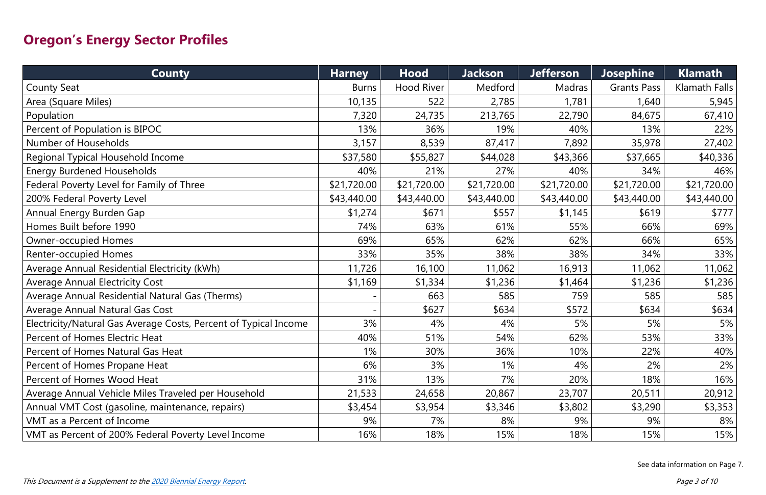## Oregon's Energy Sector Profiles

| County | Harney | Hood | Jackson | Jefferson | Josephine | Klamath |
|---|---|---|---|---|---|---|
| County Seat | Burns | Hood River | Medford | Madras | Grants Pass | Klamath Falls |
| Area (Square Miles) | 10,135 | 522 | 2,785 | 1,781 | 1,640 | 5,945 |
| Population | 7,320 | 24,735 | 213,765 | 22,790 | 84,675 | 67,410 |
| Percent of Population is BIPOC | 13% | 36% | 19% | 40% | 13% | 22% |
| Number of Households | 3,157 | 8,539 | 87,417 | 7,892 | 35,978 | 27,402 |
| Regional Typical Household Income | $37,580 | $55,827 | $44,028 | $43,366 | $37,665 | $40,336 |
| Energy Burdened Households | 40% | 21% | 27% | 40% | 34% | 46% |
| Federal Poverty Level for Family of Three | $21,720.00 | $21,720.00 | $21,720.00 | $21,720.00 | $21,720.00 | $21,720.00 |
| 200% Federal Poverty Level | $43,440.00 | $43,440.00 | $43,440.00 | $43,440.00 | $43,440.00 | $43,440.00 |
| Annual Energy Burden Gap | $1,274 | $671 | $557 | $1,145 | $619 | $777 |
| Homes Built before 1990 | 74% | 63% | 61% | 55% | 66% | 69% |
| Owner-occupied Homes | 69% | 65% | 62% | 62% | 66% | 65% |
| Renter-occupied Homes | 33% | 35% | 38% | 38% | 34% | 33% |
| Average Annual Residential Electricity (kWh) | 11,726 | 16,100 | 11,062 | 16,913 | 11,062 | 11,062 |
| Average Annual Electricity Cost | $1,169 | $1,334 | $1,236 | $1,464 | $1,236 | $1,236 |
| Average Annual Residential Natural Gas (Therms) | - | 663 | 585 | 759 | 585 | 585 |
| Average Annual Natural Gas Cost | - | $627 | $634 | $572 | $634 | $634 |
| Electricity/Natural Gas Average Costs, Percent of Typical Income | 3% | 4% | 4% | 5% | 5% | 5% |
| Percent of Homes Electric Heat | 40% | 51% | 54% | 62% | 53% | 33% |
| Percent of Homes Natural Gas Heat | 1% | 30% | 36% | 10% | 22% | 40% |
| Percent of Homes Propane Heat | 6% | 3% | 1% | 4% | 2% | 2% |
| Percent of Homes Wood Heat | 31% | 13% | 7% | 20% | 18% | 16% |
| Average Annual Vehicle Miles Traveled per Household | 21,533 | 24,658 | 20,867 | 23,707 | 20,511 | 20,912 |
| Annual VMT Cost (gasoline, maintenance, repairs) | $3,454 | $3,954 | $3,346 | $3,802 | $3,290 | $3,353 |
| VMT as a Percent of Income | 9% | 7% | 8% | 9% | 9% | 8% |
| VMT as Percent of 200% Federal Poverty Level Income | 16% | 18% | 15% | 18% | 15% | 15% |

See data information on Page 7.

*This Document is a Supplement to the [2020 Biennial Energy Report](2020 Biennial Energy Report).*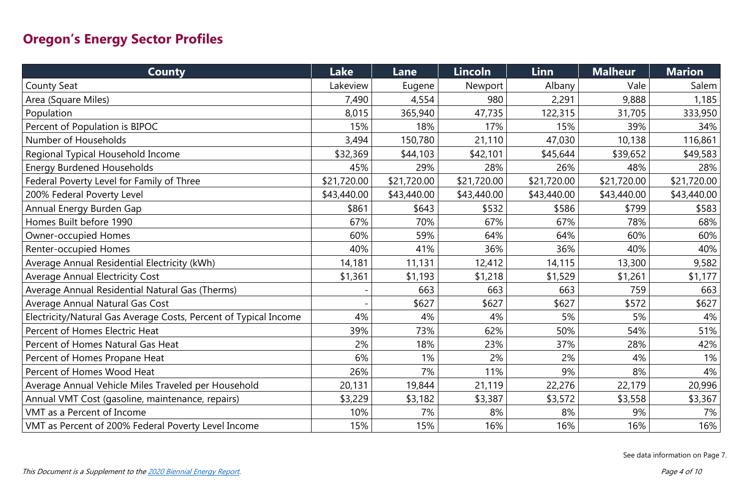## Oregon's Energy Sector Profiles

| County | Lake | Lane | Lincoln | Linn | Malheur | Marion |
|---|---|---|---|---|---|---|
| County Seat | Lakeview | Eugene | Newport | Albany | Vale | Salem |
| Area (Square Miles) | 7,490 | 4,554 | 980 | 2,291 | 9,888 | 1,185 |
| Population | 8,015 | 365,940 | 47,735 | 122,315 | 31,705 | 333,950 |
| Percent of Population is BIPOC | 15% | 18% | 17% | 15% | 39% | 34% |
| Number of Households | 3,494 | 150,780 | 21,110 | 47,030 | 10,138 | 116,861 |
| Regional Typical Household Income | $32,369 | $44,103 | $42,101 | $45,644 | $39,652 | $49,583 |
| Energy Burdened Households | 45% | 29% | 28% | 26% | 48% | 28% |
| Federal Poverty Level for Family of Three | $21,720.00 | $21,720.00 | $21,720.00 | $21,720.00 | $21,720.00 | $21,720.00 |
| 200% Federal Poverty Level | $43,440.00 | $43,440.00 | $43,440.00 | $43,440.00 | $43,440.00 | $43,440.00 |
| Annual Energy Burden Gap | $861 | $643 | $532 | $586 | $799 | $583 |
| Homes Built before 1990 | 67% | 70% | 67% | 67% | 78% | 68% |
| Owner-occupied Homes | 60% | 59% | 64% | 64% | 60% | 60% |
| Renter-occupied Homes | 40% | 41% | 36% | 36% | 40% | 40% |
| Average Annual Residential Electricity (kWh) | 14,181 | 11,131 | 12,412 | 14,115 | 13,300 | 9,582 |
| Average Annual Electricity Cost | $1,361 | $1,193 | $1,218 | $1,529 | $1,261 | $1,177 |
| Average Annual Residential Natural Gas (Therms) | - | 663 | 663 | 663 | 759 | 663 |
| Average Annual Natural Gas Cost | - | $627 | $627 | $627 | $572 | $627 |
| Electricity/Natural Gas Average Costs, Percent of Typical Income | 4% | 4% | 4% | 5% | 5% | 4% |
| Percent of Homes Electric Heat | 39% | 73% | 62% | 50% | 54% | 51% |
| Percent of Homes Natural Gas Heat | 2% | 18% | 23% | 37% | 28% | 42% |
| Percent of Homes Propane Heat | 6% | 1% | 2% | 2% | 4% | 1% |
| Percent of Homes Wood Heat | 26% | 7% | 11% | 9% | 8% | 4% |
| Average Annual Vehicle Miles Traveled per Household | 20,131 | 19,844 | 21,119 | 22,276 | 22,179 | 20,996 |
| Annual VMT Cost (gasoline, maintenance, repairs) | $3,229 | $3,182 | $3,387 | $3,572 | $3,558 | $3,367 |
| VMT as a Percent of Income | 10% | 7% | 8% | 8% | 9% | 7% |
| VMT as Percent of 200% Federal Poverty Level Income | 15% | 15% | 16% | 16% | 16% | 16% |

See data information on Page 7.

*This Document is a Supplement to the 2020 Biennial Energy Report.*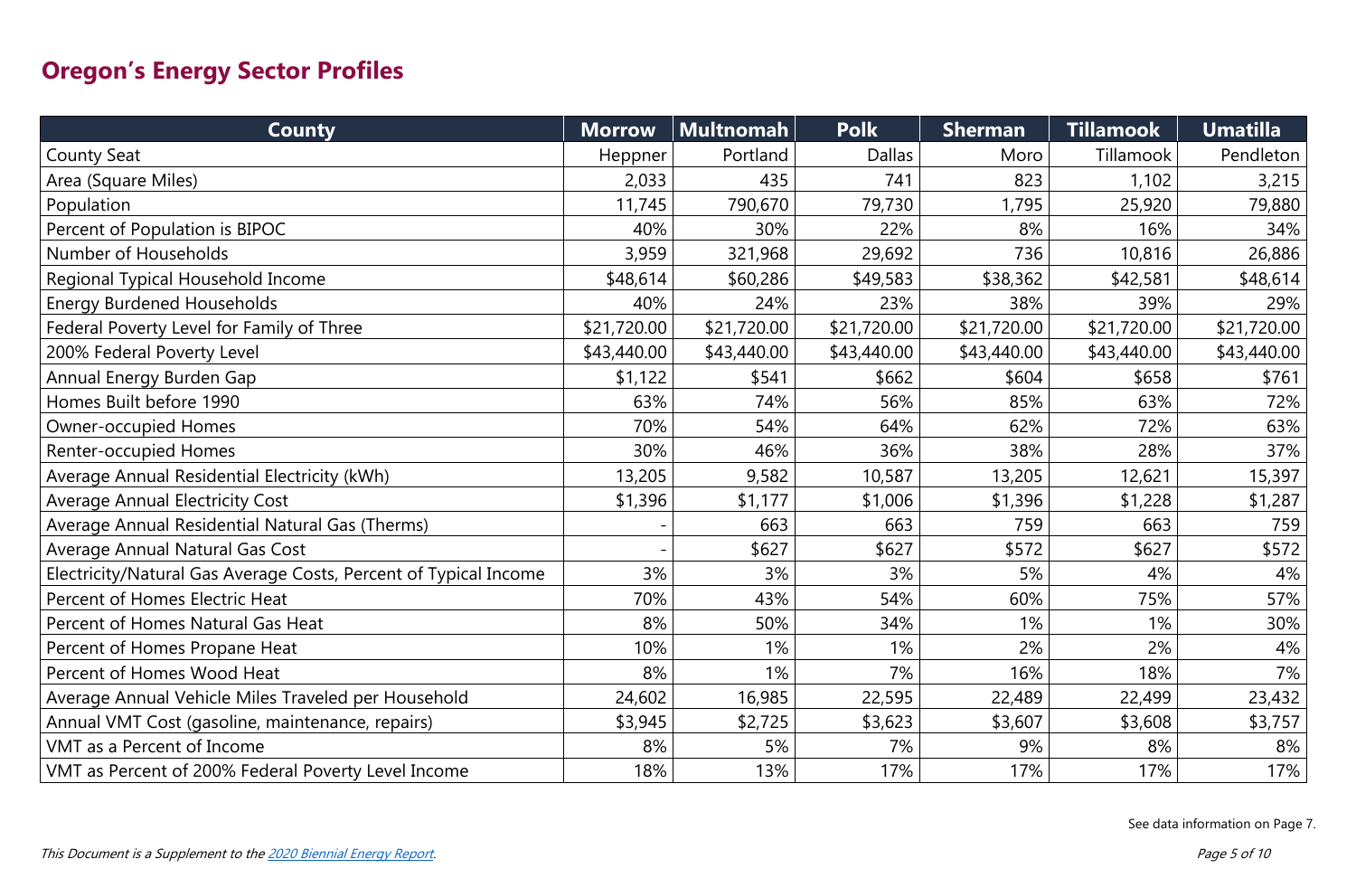## Oregon's Energy Sector Profiles

| County | Morrow | Multnomah | Polk | Sherman | Tillamook | Umatilla |
|---|---|---|---|---|---|---|
| County Seat | Heppner | Portland | Dallas | Moro | Tillamook | Pendleton |
| Area (Square Miles) | 2,033 | 435 | 741 | 823 | 1,102 | 3,215 |
| Population | 11,745 | 790,670 | 79,730 | 1,795 | 25,920 | 79,880 |
| Percent of Population is BIPOC | 40% | 30% | 22% | 8% | 16% | 34% |
| Number of Households | 3,959 | 321,968 | 29,692 | 736 | 10,816 | 26,886 |
| Regional Typical Household Income | $48,614 | $60,286 | $49,583 | $38,362 | $42,581 | $48,614 |
| Energy Burdened Households | 40% | 24% | 23% | 38% | 39% | 29% |
| Federal Poverty Level for Family of Three | $21,720.00 | $21,720.00 | $21,720.00 | $21,720.00 | $21,720.00 | $21,720.00 |
| 200% Federal Poverty Level | $43,440.00 | $43,440.00 | $43,440.00 | $43,440.00 | $43,440.00 | $43,440.00 |
| Annual Energy Burden Gap | $1,122 | $541 | $662 | $604 | $658 | $761 |
| Homes Built before 1990 | 63% | 74% | 56% | 85% | 63% | 72% |
| Owner-occupied Homes | 70% | 54% | 64% | 62% | 72% | 63% |
| Renter-occupied Homes | 30% | 46% | 36% | 38% | 28% | 37% |
| Average Annual Residential Electricity (kWh) | 13,205 | 9,582 | 10,587 | 13,205 | 12,621 | 15,397 |
| Average Annual Electricity Cost | $1,396 | $1,177 | $1,006 | $1,396 | $1,228 | $1,287 |
| Average Annual Residential Natural Gas (Therms) | - | 663 | 663 | 759 | 663 | 759 |
| Average Annual Natural Gas Cost | - | $627 | $627 | $572 | $627 | $572 |
| Electricity/Natural Gas Average Costs, Percent of Typical Income | 3% | 3% | 3% | 5% | 4% | 4% |
| Percent of Homes Electric Heat | 70% | 43% | 54% | 60% | 75% | 57% |
| Percent of Homes Natural Gas Heat | 8% | 50% | 34% | 1% | 1% | 30% |
| Percent of Homes Propane Heat | 10% | 1% | 1% | 2% | 2% | 4% |
| Percent of Homes Wood Heat | 8% | 1% | 7% | 16% | 18% | 7% |
| Average Annual Vehicle Miles Traveled per Household | 24,602 | 16,985 | 22,595 | 22,489 | 22,499 | 23,432 |
| Annual VMT Cost (gasoline, maintenance, repairs) | $3,945 | $2,725 | $3,623 | $3,607 | $3,608 | $3,757 |
| VMT as a Percent of Income | 8% | 5% | 7% | 9% | 8% | 8% |
| VMT as Percent of 200% Federal Poverty Level Income | 18% | 13% | 17% | 17% | 17% | 17% |

See data information on Page 7.

*This Document is a Supplement to the 2020 Biennial Energy Report.*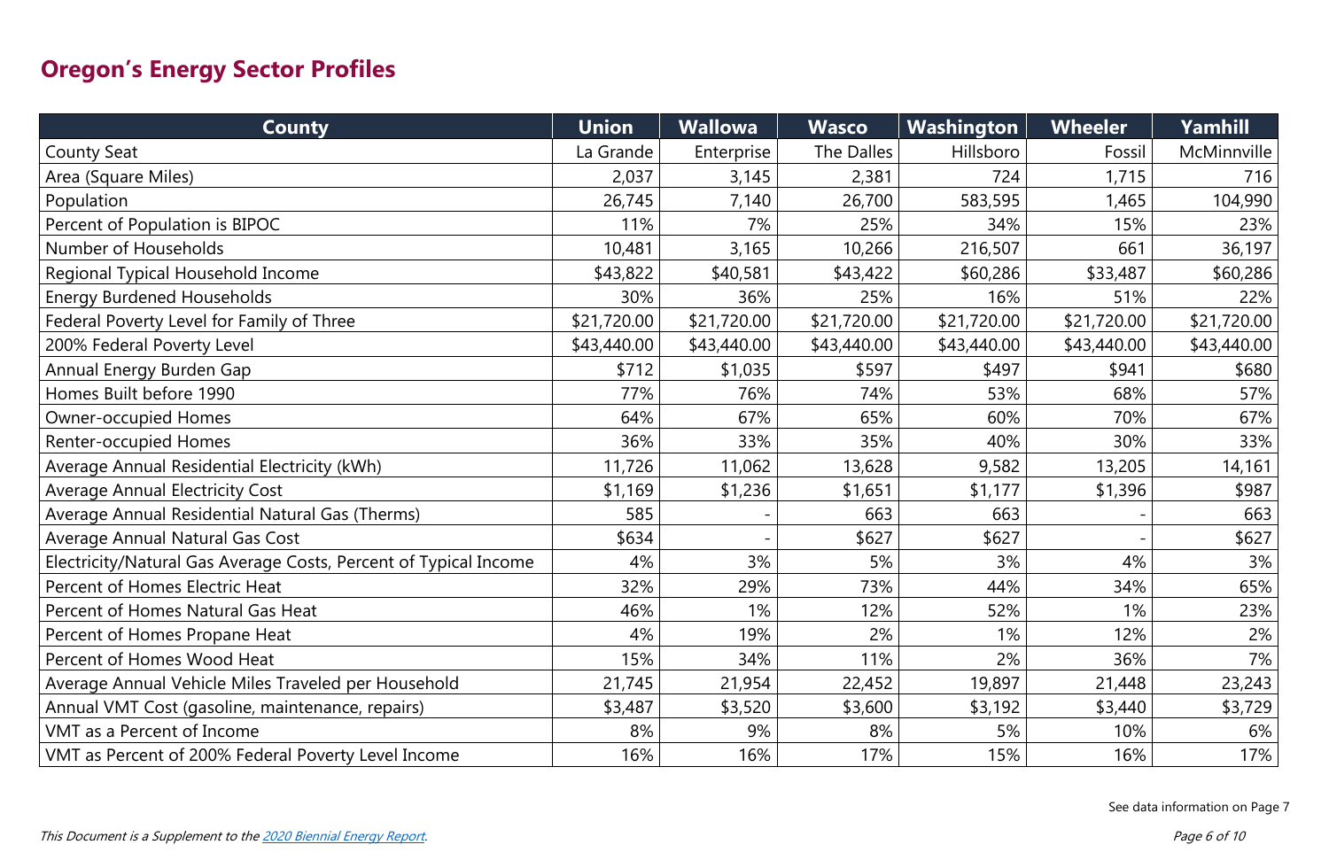## Oregon's Energy Sector Profiles

| County | Union | Wallowa | Wasco | Washington | Wheeler | Yamhill |
|---|---|---|---|---|---|---|
| County Seat | La Grande | Enterprise | The Dalles | Hillsboro | Fossil | McMinnville |
| Area (Square Miles) | 2,037 | 3,145 | 2,381 | 724 | 1,715 | 716 |
| Population | 26,745 | 7,140 | 26,700 | 583,595 | 1,465 | 104,990 |
| Percent of Population is BIPOC | 11% | 7% | 25% | 34% | 15% | 23% |
| Number of Households | 10,481 | 3,165 | 10,266 | 216,507 | 661 | 36,197 |
| Regional Typical Household Income | $43,822 | $40,581 | $43,422 | $60,286 | $33,487 | $60,286 |
| Energy Burdened Households | 30% | 36% | 25% | 16% | 51% | 22% |
| Federal Poverty Level for Family of Three | $21,720.00 | $21,720.00 | $21,720.00 | $21,720.00 | $21,720.00 | $21,720.00 |
| 200% Federal Poverty Level | $43,440.00 | $43,440.00 | $43,440.00 | $43,440.00 | $43,440.00 | $43,440.00 |
| Annual Energy Burden Gap | $712 | $1,035 | $597 | $497 | $941 | $680 |
| Homes Built before 1990 | 77% | 76% | 74% | 53% | 68% | 57% |
| Owner-occupied Homes | 64% | 67% | 65% | 60% | 70% | 67% |
| Renter-occupied Homes | 36% | 33% | 35% | 40% | 30% | 33% |
| Average Annual Residential Electricity (kWh) | 11,726 | 11,062 | 13,628 | 9,582 | 13,205 | 14,161 |
| Average Annual Electricity Cost | $1,169 | $1,236 | $1,651 | $1,177 | $1,396 | $987 |
| Average Annual Residential Natural Gas (Therms) | 585 | - | 663 | 663 | - | 663 |
| Average Annual Natural Gas Cost | $634 | - | $627 | $627 | - | $627 |
| Electricity/Natural Gas Average Costs, Percent of Typical Income | 4% | 3% | 5% | 3% | 4% | 3% |
| Percent of Homes Electric Heat | 32% | 29% | 73% | 44% | 34% | 65% |
| Percent of Homes Natural Gas Heat | 46% | 1% | 12% | 52% | 1% | 23% |
| Percent of Homes Propane Heat | 4% | 19% | 2% | 1% | 12% | 2% |
| Percent of Homes Wood Heat | 15% | 34% | 11% | 2% | 36% | 7% |
| Average Annual Vehicle Miles Traveled per Household | 21,745 | 21,954 | 22,452 | 19,897 | 21,448 | 23,243 |
| Annual VMT Cost (gasoline, maintenance, repairs) | $3,487 | $3,520 | $3,600 | $3,192 | $3,440 | $3,729 |
| VMT as a Percent of Income | 8% | 9% | 8% | 5% | 10% | 6% |
| VMT as Percent of 200% Federal Poverty Level Income | 16% | 16% | 17% | 15% | 16% | 17% |

See data information on Page 7

*This Document is a Supplement to the 2020 Biennial Energy Report.*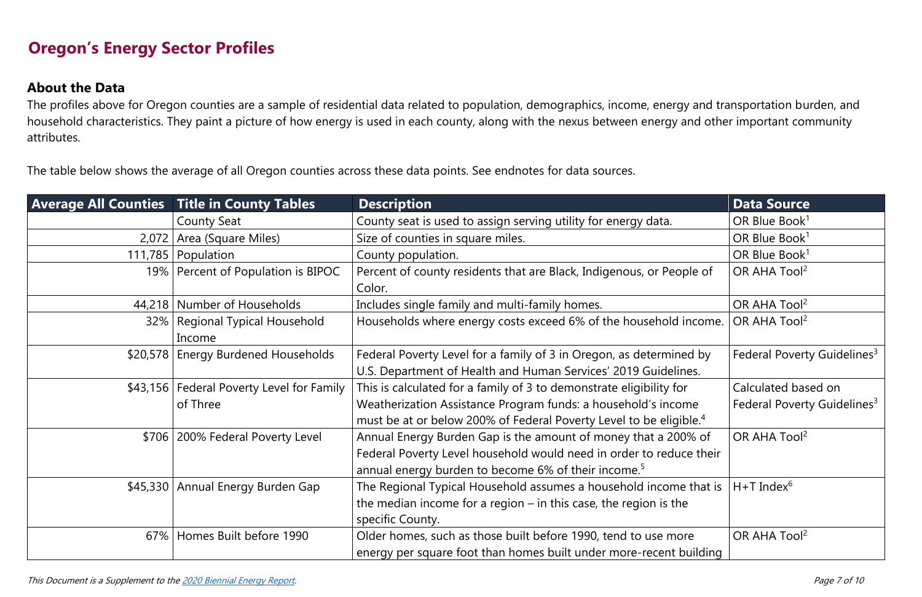## Oregon's Energy Sector Profiles

### About the Data

The profiles above for Oregon counties are a sample of residential data related to population, demographics, income, energy and transportation burden, and household characteristics. They paint a picture of how energy is used in each county, along with the nexus between energy and other important community attributes.

The table below shows the average of all Oregon counties across these data points. See endnotes for data sources.

| Average All Counties | Title in County Tables | Description | Data Source |
|---|---|---|---|
| | County Seat | County seat is used to assign serving utility for energy data. | OR Blue Book[1] |
| 2,072 | Area (Square Miles) | Size of counties in square miles. | OR Blue Book[1] |
| 111,785 | Population | County population. | OR Blue Book[1] |
| 19% | Percent of Population is BIPOC | Percent of county residents that are Black, Indigenous, or People of Color. | OR AHA Tool[2] |
| 44,218 | Number of Households | Includes single family and multi-family homes. | OR AHA Tool[2] |
| 32% | Regional Typical Household Income | Households where energy costs exceed 6% of the household income. | OR AHA Tool[2] |
| $20,578 | Energy Burdened Households | Federal Poverty Level for a family of 3 in Oregon, as determined by U.S. Department of Health and Human Services' 2019 Guidelines. | Federal Poverty Guidelines[3] |
| $43,156 | Federal Poverty Level for Family of Three | This is calculated for a family of 3 to demonstrate eligibility for Weatherization Assistance Program funds: a household's income must be at or below 200% of Federal Poverty Level to be eligible.[4] | Calculated based on Federal Poverty Guidelines[3] |
| $706 | 200% Federal Poverty Level | Annual Energy Burden Gap is the amount of money that a 200% of Federal Poverty Level household would need in order to reduce their annual energy burden to become 6% of their income.[5] | OR AHA Tool[2] |
| $45,330 | Annual Energy Burden Gap | The Regional Typical Household assumes a household income that is the median income for a region – in this case, the region is the specific County. | H+T Index[6] |
| 67% | Homes Built before 1990 | Older homes, such as those built before 1990, tend to use more energy per square foot than homes built under more-recent building | OR AHA Tool[2] |

*This Document is a Supplement to the [2020 Biennial Energy Report](#).*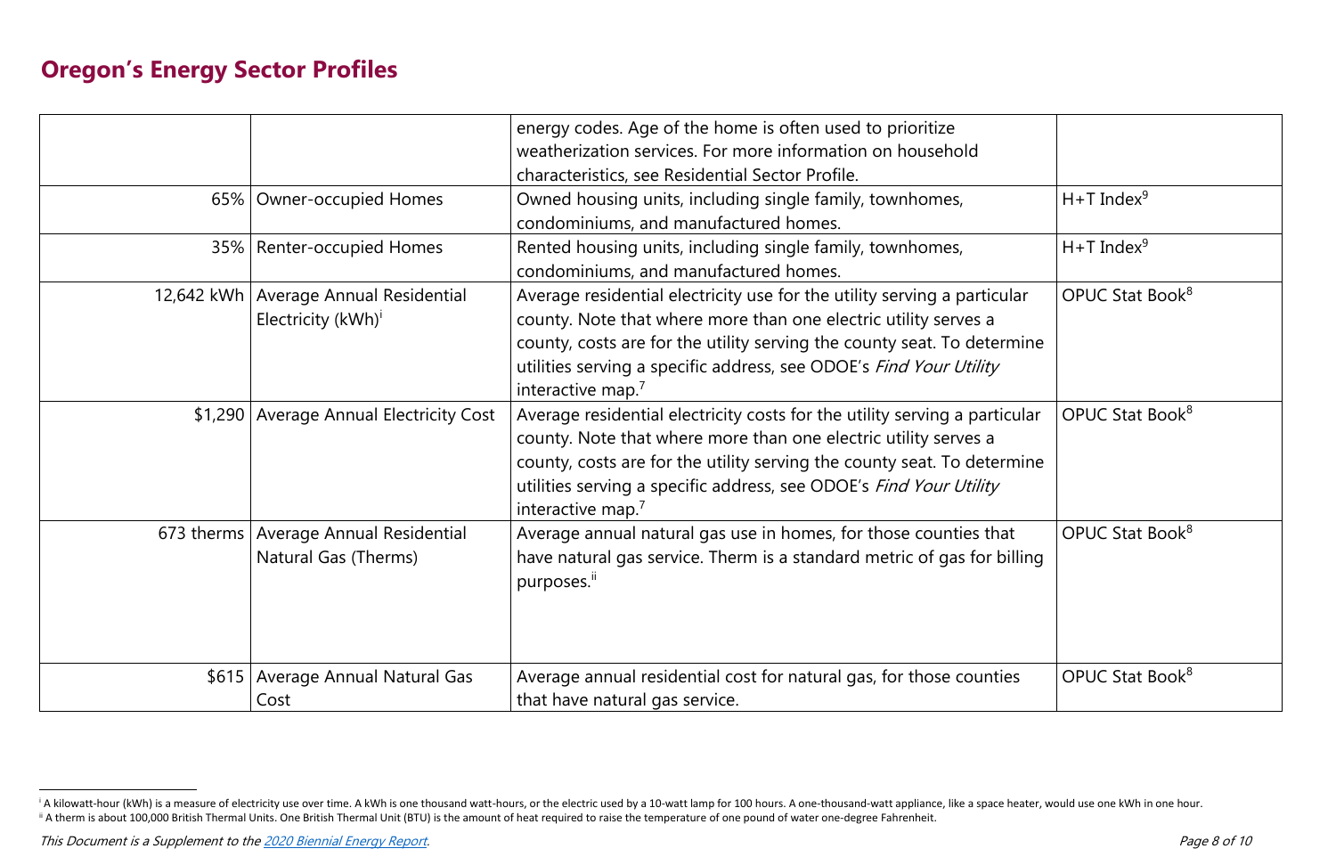## Oregon's Energy Sector Profiles

| | | | |
|---|---|---|---|
| | | energy codes. Age of the home is often used to prioritize weatherization services. For more information on household characteristics, see Residential Sector Profile. | |
| 65% | Owner-occupied Homes | Owned housing units, including single family, townhomes, condominiums, and manufactured homes. | H+T Index[9] |
| 35% | Renter-occupied Homes | Rented housing units, including single family, townhomes, condominiums, and manufactured homes. | H+T Index[9] |
| 12,642 kWh | Average Annual Residential Electricity (kWh)[i] | Average residential electricity use for the utility serving a particular county. Note that where more than one electric utility serves a county, costs are for the utility serving the county seat. To determine utilities serving a specific address, see ODOE's *Find Your Utility* interactive map.[7] | OPUC Stat Book[8] |
| $1,290 | Average Annual Electricity Cost | Average residential electricity costs for the utility serving a particular county. Note that where more than one electric utility serves a county, costs are for the utility serving the county seat. To determine utilities serving a specific address, see ODOE's *Find Your Utility* interactive map.[7] | OPUC Stat Book[8] |
| 673 therms | Average Annual Residential Natural Gas (Therms) | Average annual natural gas use in homes, for those counties that have natural gas service. Therm is a standard metric of gas for billing purposes.[ii] | OPUC Stat Book[8] |
| $615 | Average Annual Natural Gas Cost | Average annual residential cost for natural gas, for those counties that have natural gas service. | OPUC Stat Book[8] |

[i] A kilowatt-hour (kWh) is a measure of electricity use over time. A kWh is one thousand watt-hours, or the electric used by a 10-watt lamp for 100 hours. A one-thousand-watt appliance, like a space heater, would use one kWh in one hour.

[ii] A therm is about 100,000 British Thermal Units. One British Thermal Unit (BTU) is the amount of heat required to raise the temperature of one pound of water one-degree Fahrenheit.

*This Document is a Supplement to the [2020 Biennial Energy Report](2020 Biennial Energy Report).*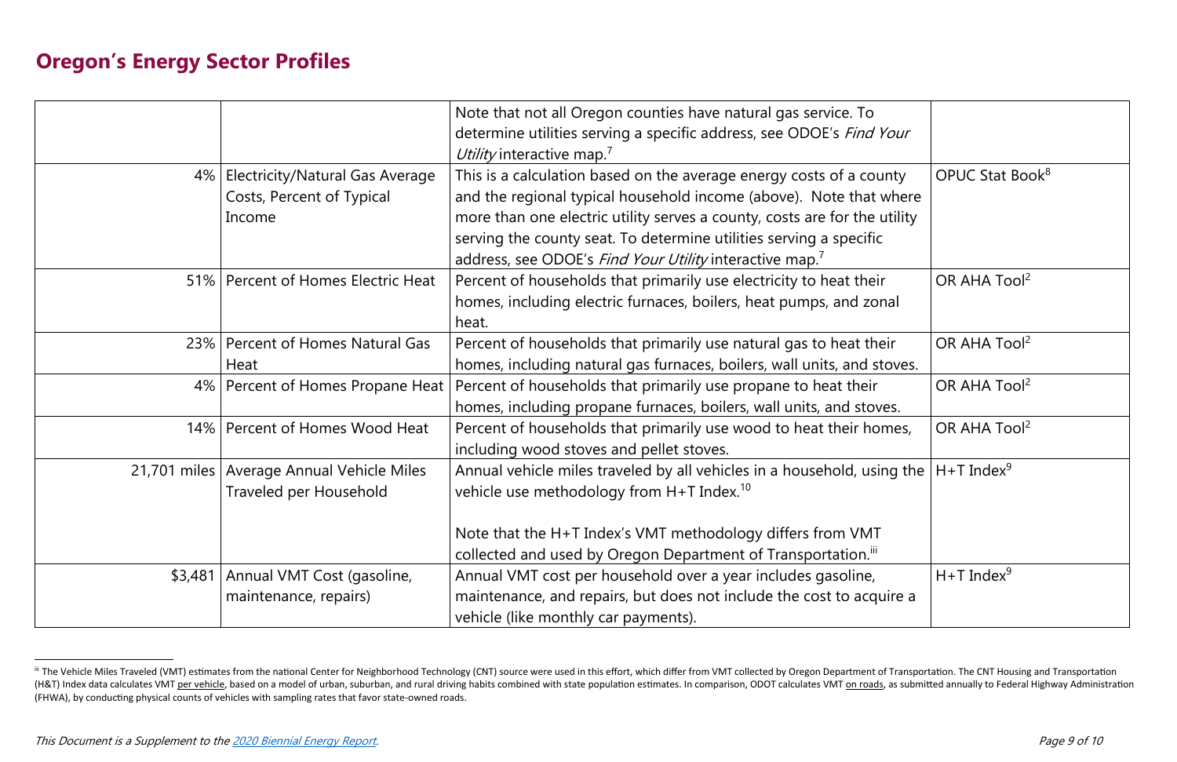## Oregon's Energy Sector Profiles

| | | | |
|---|---|---|---|
| | | Note that not all Oregon counties have natural gas service. To determine utilities serving a specific address, see ODOE's *Find Your Utility* interactive map.[7] | |
| 4% | Electricity/Natural Gas Average Costs, Percent of Typical Income | This is a calculation based on the average energy costs of a county and the regional typical household income (above). Note that where more than one electric utility serves a county, costs are for the utility serving the county seat. To determine utilities serving a specific address, see ODOE's *Find Your Utility* interactive map.[7] | OPUC Stat Book[8] |
| 51% | Percent of Homes Electric Heat | Percent of households that primarily use electricity to heat their homes, including electric furnaces, boilers, heat pumps, and zonal heat. | OR AHA Tool[2] |
| 23% | Percent of Homes Natural Gas Heat | Percent of households that primarily use natural gas to heat their homes, including natural gas furnaces, boilers, wall units, and stoves. | OR AHA Tool[2] |
| 4% | Percent of Homes Propane Heat | Percent of households that primarily use propane to heat their homes, including propane furnaces, boilers, wall units, and stoves. | OR AHA Tool[2] |
| 14% | Percent of Homes Wood Heat | Percent of households that primarily use wood to heat their homes, including wood stoves and pellet stoves. | OR AHA Tool[2] |
| 21,701 miles | Average Annual Vehicle Miles Traveled per Household | Annual vehicle miles traveled by all vehicles in a household, using the vehicle use methodology from H+T Index.[10]<br><br>Note that the H+T Index's VMT methodology differs from VMT collected and used by Oregon Department of Transportation.[iii] | H+T Index[9] |
| $3,481 | Annual VMT Cost (gasoline, maintenance, repairs) | Annual VMT cost per household over a year includes gasoline, maintenance, and repairs, but does not include the cost to acquire a vehicle (like monthly car payments). | H+T Index[9] |

[iii] The Vehicle Miles Traveled (VMT) estimates from the national Center for Neighborhood Technology (CNT) source were used in this effort, which differ from VMT collected by Oregon Department of Transportation. The CNT Housing and Transportation (H&T) Index data calculates VMT per vehicle, based on a model of urban, suburban, and rural driving habits combined with state population estimates. In comparison, ODOT calculates VMT on roads, as submitted annually to Federal Highway Administration (FHWA), by conducting physical counts of vehicles with sampling rates that favor state-owned roads.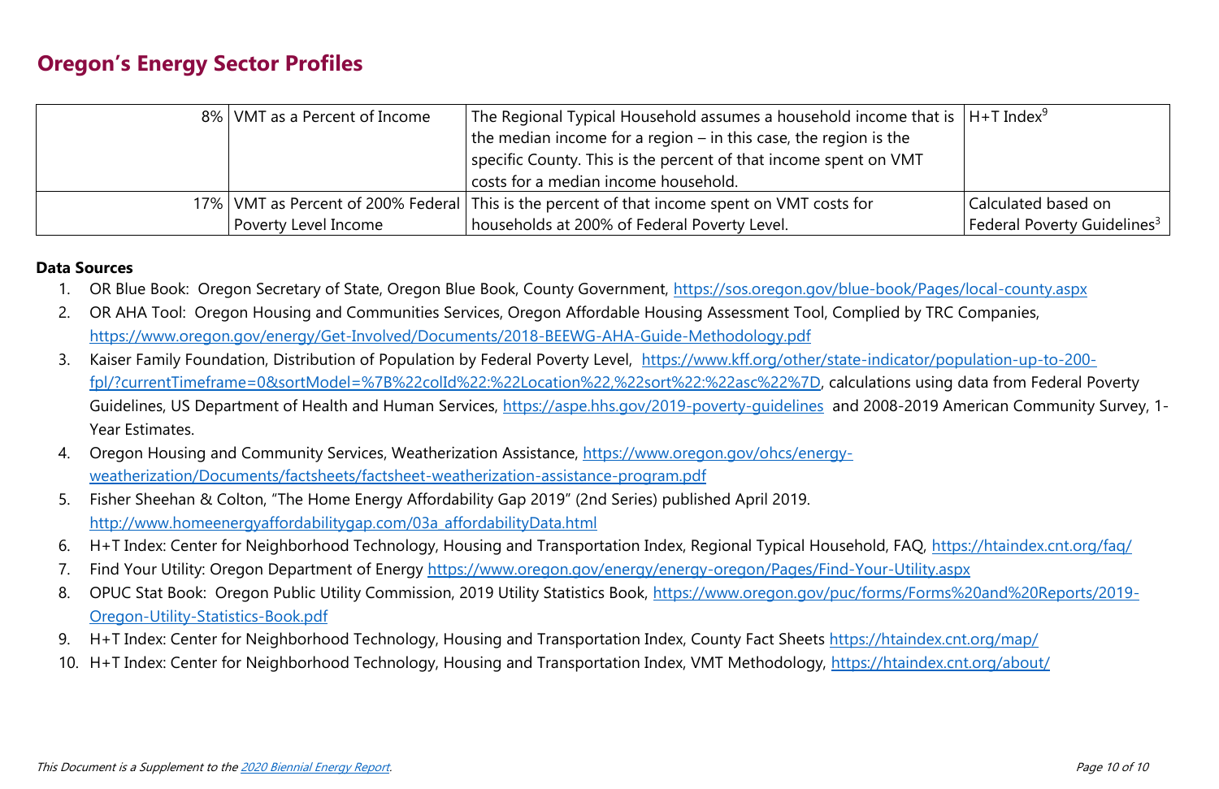## Oregon's Energy Sector Profiles

| | | | | |
|---|---|---|---|---|
| | 8% | VMT as a Percent of Income | The Regional Typical Household assumes a household income that is the median income for a region – in this case, the region is the specific County. This is the percent of that income spent on VMT costs for a median income household. | H+T Index[9] |
| | 17% | VMT as Percent of 200% Federal Poverty Level Income | This is the percent of that income spent on VMT costs for households at 200% of Federal Poverty Level. | Calculated based on Federal Poverty Guidelines[3] |

**Data Sources**

1. OR Blue Book: Oregon Secretary of State, Oregon Blue Book, County Government, https://sos.oregon.gov/blue-book/Pages/local-county.aspx
2. OR AHA Tool: Oregon Housing and Communities Services, Oregon Affordable Housing Assessment Tool, Complied by TRC Companies, https://www.oregon.gov/energy/Get-Involved/Documents/2018-BEEWG-AHA-Guide-Methodology.pdf
3. Kaiser Family Foundation, Distribution of Population by Federal Poverty Level, https://www.kff.org/other/state-indicator/population-up-to-200-fpl/?currentTimeframe=0&sortModel=%7B%22colId%22:%22Location%22,%22sort%22:%22asc%22%7D, calculations using data from Federal Poverty Guidelines, US Department of Health and Human Services, https://aspe.hhs.gov/2019-poverty-guidelines and 2008-2019 American Community Survey, 1-Year Estimates.
4. Oregon Housing and Community Services, Weatherization Assistance, https://www.oregon.gov/ohcs/energy-weatherization/Documents/factsheets/factsheet-weatherization-assistance-program.pdf
5. Fisher Sheehan & Colton, "The Home Energy Affordability Gap 2019" (2nd Series) published April 2019. http://www.homeenergyaffordabilitygap.com/03a_affordabilityData.html
6. H+T Index: Center for Neighborhood Technology, Housing and Transportation Index, Regional Typical Household, FAQ, https://htaindex.cnt.org/faq/
7. Find Your Utility: Oregon Department of Energy https://www.oregon.gov/energy/energy-oregon/Pages/Find-Your-Utility.aspx
8. OPUC Stat Book: Oregon Public Utility Commission, 2019 Utility Statistics Book, https://www.oregon.gov/puc/forms/Forms%20and%20Reports/2019-Oregon-Utility-Statistics-Book.pdf
9. H+T Index: Center for Neighborhood Technology, Housing and Transportation Index, County Fact Sheets https://htaindex.cnt.org/map/
10. H+T Index: Center for Neighborhood Technology, Housing and Transportation Index, VMT Methodology, https://htaindex.cnt.org/about/

*This Document is a Supplement to the 2020 Biennial Energy Report.*